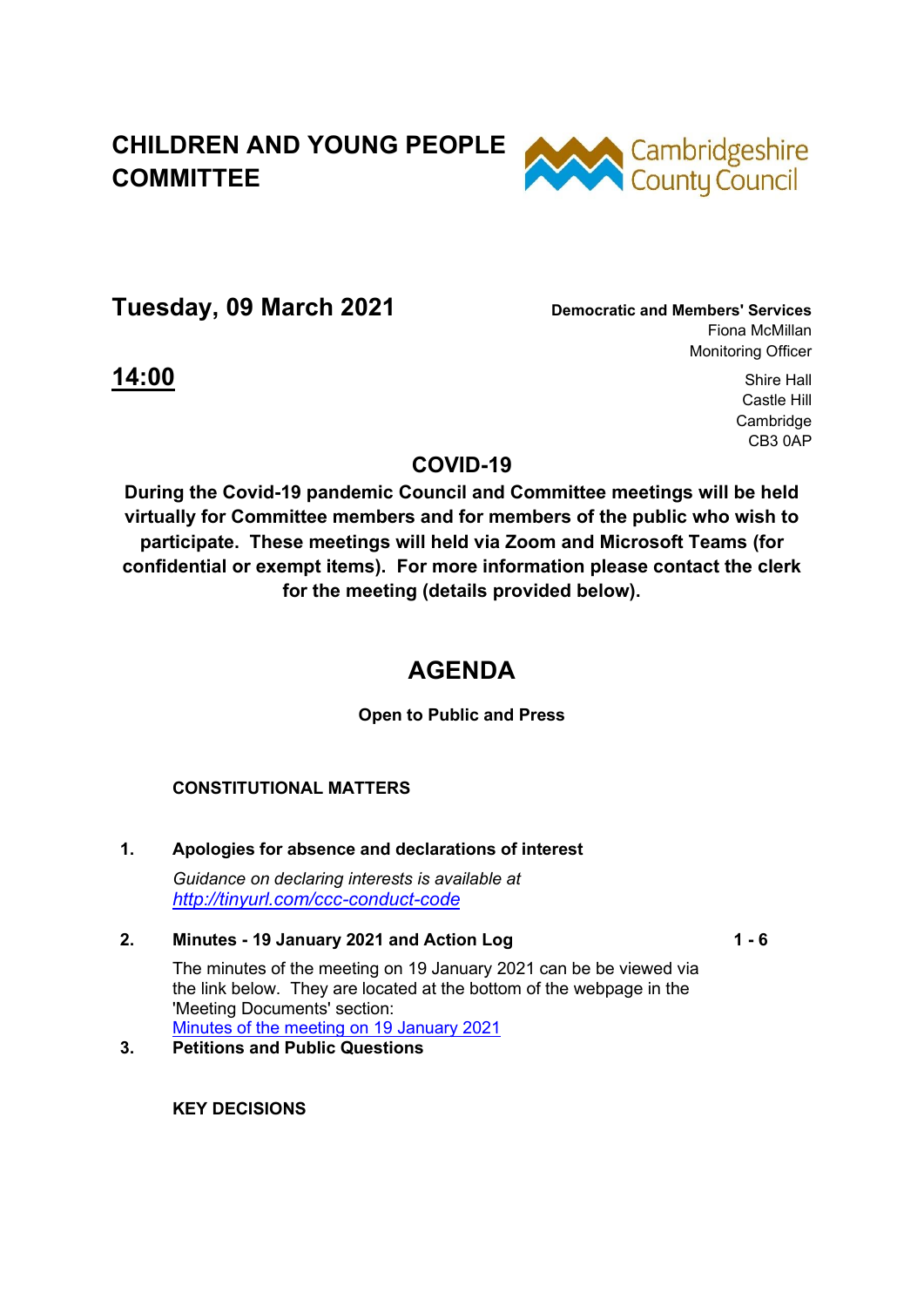# CHILDREN AND YOUNG PEOPLE COMMITTEE

Cambridgeshire County Council

## Tuesday, 09 March 2021

**Democratic and Members' Services**
Fiona McMillan
Monitoring Officer

## 14:00

Shire Hall
Castle Hill
Cambridge
CB3 0AP

## COVID-19

**During the Covid-19 pandemic Council and Committee meetings will be held virtually for Committee members and for members of the public who wish to participate. These meetings will held via Zoom and Microsoft Teams (for confidential or exempt items). For more information please contact the clerk for the meeting (details provided below).**

# AGENDA

**Open to Public and Press**

**CONSTITUTIONAL MATTERS**

**1. Apologies for absence and declarations of interest**

*Guidance on declaring interests is available at [http://tinyurl.com/ccc-conduct-code](http://tinyurl.com/ccc-conduct-code)*

**2. Minutes - 19 January 2021 and Action Log** — **1 - 6**

The minutes of the meeting on 19 January 2021 can be be viewed via the link below. They are located at the bottom of the webpage in the 'Meeting Documents' section:
[Minutes of the meeting on 19 January 2021](Minutes of the meeting on 19 January 2021)

**3. Petitions and Public Questions**

**KEY DECISIONS**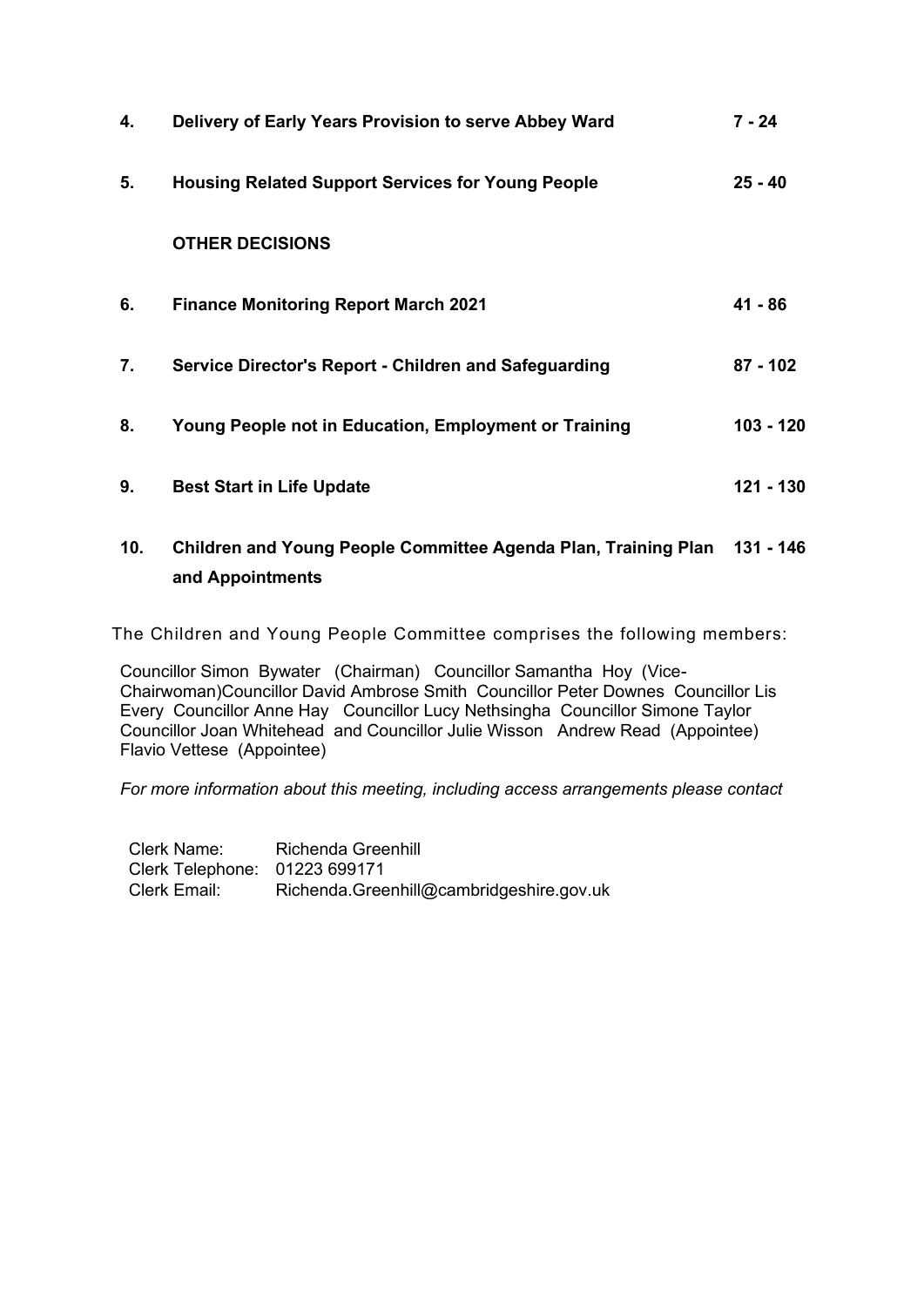| | | |
|---|---|---|
| **4.** | **Delivery of Early Years Provision to serve Abbey Ward** | **7 - 24** |
| **5.** | **Housing Related Support Services for Young People** | **25 - 40** |
| | **OTHER DECISIONS** | |
| **6.** | **Finance Monitoring Report March 2021** | **41 - 86** |
| **7.** | **Service Director's Report - Children and Safeguarding** | **87 - 102** |
| **8.** | **Young People not in Education, Employment or Training** | **103 - 120** |
| **9.** | **Best Start in Life Update** | **121 - 130** |
| **10.** | **Children and Young People Committee Agenda Plan, Training Plan and Appointments** | **131 - 146** |

The Children and Young People Committee comprises the following members:

Councillor Simon Bywater (Chairman) Councillor Samantha Hoy (Vice-Chairwoman)Councillor David Ambrose Smith Councillor Peter Downes Councillor Lis Every Councillor Anne Hay Councillor Lucy Nethsingha Councillor Simone Taylor Councillor Joan Whitehead and Councillor Julie Wisson Andrew Read (Appointee) Flavio Vettese (Appointee)

*For more information about this meeting, including access arrangements please contact*

Clerk Name: Richenda Greenhill
Clerk Telephone: 01223 699171
Clerk Email: Richenda.Greenhill@cambridgeshire.gov.uk